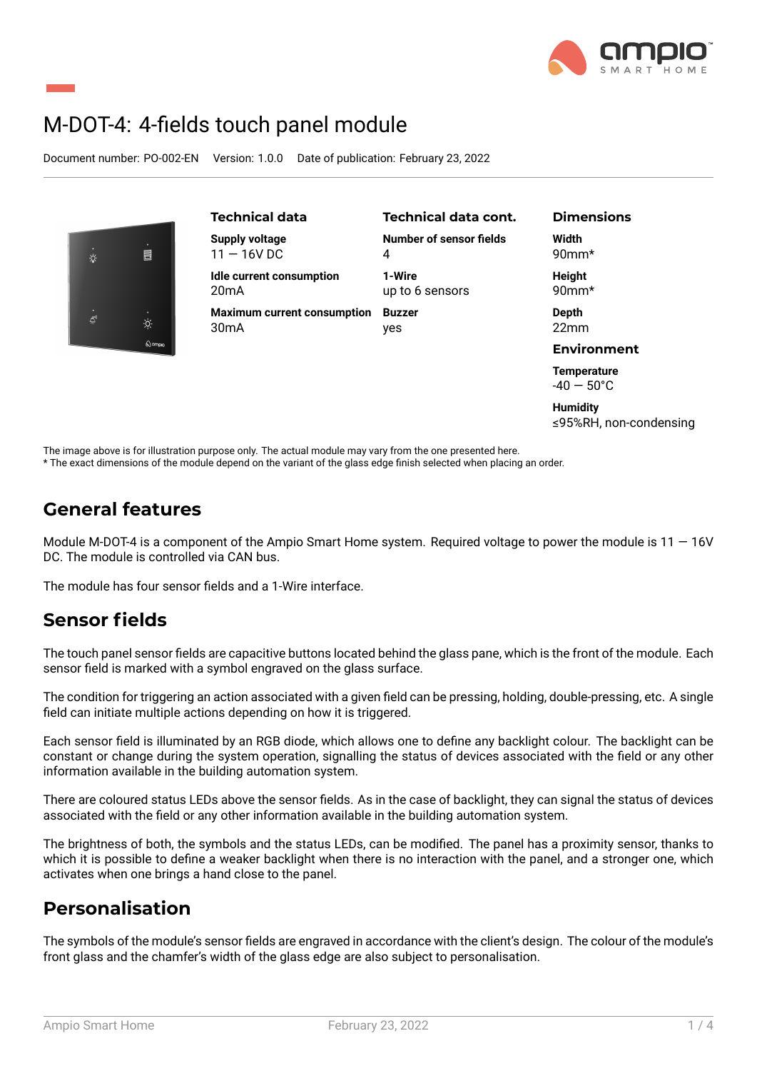# M-DOT-4: 4-fields touch panel module

Document number: PO-002-EN  Version: 1.0.0  Date of publication: February 23, 2022

### Technical data

**Supply voltage**
11 — 16V DC

**Idle current consumption**
20mA

**Maximum current consumption**
30mA

### Technical data cont.

**Number of sensor fields**
4

**1-Wire**
up to 6 sensors

**Buzzer**
yes

### Dimensions

**Width**
90mm*

**Height**
90mm*

**Depth**
22mm

### Environment

**Temperature**
-40 — 50°C

**Humidity**
≤95%RH, non-condensing

The image above is for illustration purpose only. The actual module may vary from the one presented here.
* The exact dimensions of the module depend on the variant of the glass edge finish selected when placing an order.

## General features

Module M-DOT-4 is a component of the Ampio Smart Home system. Required voltage to power the module is 11 — 16V DC. The module is controlled via CAN bus.

The module has four sensor fields and a 1-Wire interface.

## Sensor fields

The touch panel sensor fields are capacitive buttons located behind the glass pane, which is the front of the module. Each sensor field is marked with a symbol engraved on the glass surface.

The condition for triggering an action associated with a given field can be pressing, holding, double-pressing, etc. A single field can initiate multiple actions depending on how it is triggered.

Each sensor field is illuminated by an RGB diode, which allows one to define any backlight colour. The backlight can be constant or change during the system operation, signalling the status of devices associated with the field or any other information available in the building automation system.

There are coloured status LEDs above the sensor fields. As in the case of backlight, they can signal the status of devices associated with the field or any other information available in the building automation system.

The brightness of both, the symbols and the status LEDs, can be modified. The panel has a proximity sensor, thanks to which it is possible to define a weaker backlight when there is no interaction with the panel, and a stronger one, which activates when one brings a hand close to the panel.

## Personalisation

The symbols of the module's sensor fields are engraved in accordance with the client's design. The colour of the module's front glass and the chamfer's width of the glass edge are also subject to personalisation.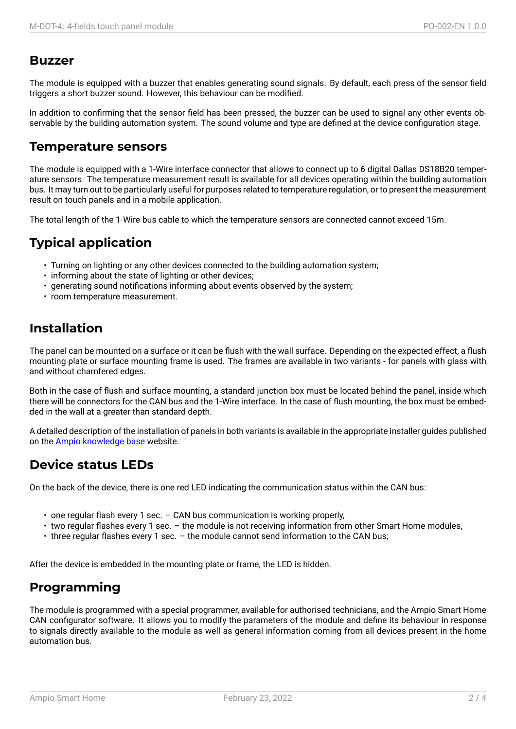## Buzzer

The module is equipped with a buzzer that enables generating sound signals. By default, each press of the sensor field triggers a short buzzer sound. However, this behaviour can be modified.

In addition to confirming that the sensor field has been pressed, the buzzer can be used to signal any other events observable by the building automation system. The sound volume and type are defined at the device configuration stage.

## Temperature sensors

The module is equipped with a 1-Wire interface connector that allows to connect up to 6 digital Dallas DS18B20 temperature sensors. The temperature measurement result is available for all devices operating within the building automation bus. It may turn out to be particularly useful for purposes related to temperature regulation, or to present the measurement result on touch panels and in a mobile application.

The total length of the 1-Wire bus cable to which the temperature sensors are connected cannot exceed 15m.

## Typical application

- Turning on lighting or any other devices connected to the building automation system;
- informing about the state of lighting or other devices;
- generating sound notifications informing about events observed by the system;
- room temperature measurement.

## Installation

The panel can be mounted on a surface or it can be flush with the wall surface. Depending on the expected effect, a flush mounting plate or surface mounting frame is used. The frames are available in two variants - for panels with glass with and without chamfered edges.

Both in the case of flush and surface mounting, a standard junction box must be located behind the panel, inside which there will be connectors for the CAN bus and the 1-Wire interface. In the case of flush mounting, the box must be embedded in the wall at a greater than standard depth.

A detailed description of the installation of panels in both variants is available in the appropriate installer guides published on the Ampio knowledge base website.

## Device status LEDs

On the back of the device, there is one red LED indicating the communication status within the CAN bus:

- one regular flash every 1 sec. – CAN bus communication is working properly,
- two regular flashes every 1 sec. – the module is not receiving information from other Smart Home modules,
- three regular flashes every 1 sec. – the module cannot send information to the CAN bus;

After the device is embedded in the mounting plate or frame, the LED is hidden.

## Programming

The module is programmed with a special programmer, available for authorised technicians, and the Ampio Smart Home CAN configurator software. It allows you to modify the parameters of the module and define its behaviour in response to signals directly available to the module as well as general information coming from all devices present in the home automation bus.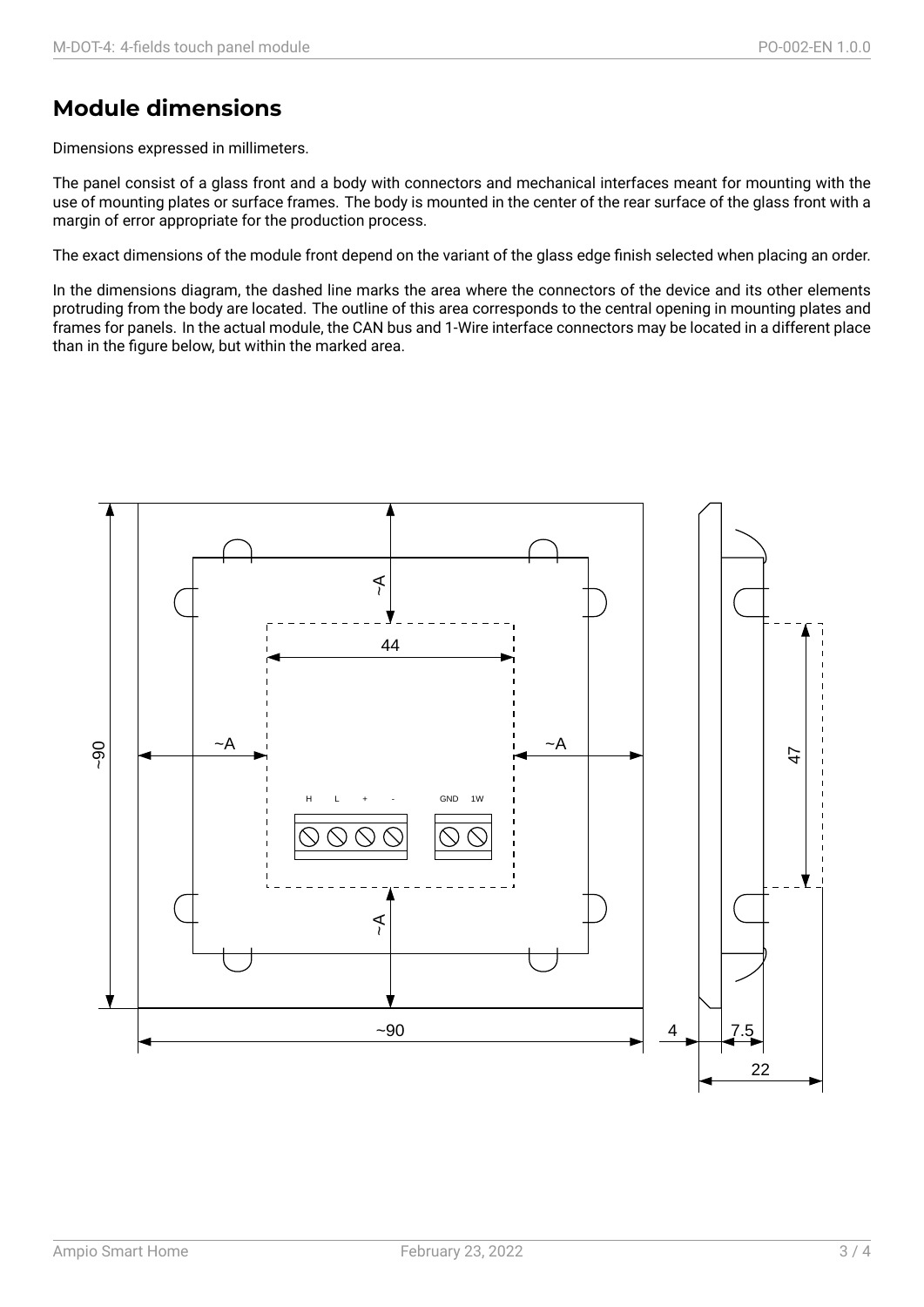## Module dimensions

Dimensions expressed in millimeters.

The panel consist of a glass front and a body with connectors and mechanical interfaces meant for mounting with the use of mounting plates or surface frames. The body is mounted in the center of the rear surface of the glass front with a margin of error appropriate for the production process.

The exact dimensions of the module front depend on the variant of the glass edge finish selected when placing an order.

In the dimensions diagram, the dashed line marks the area where the connectors of the device and its other elements protruding from the body are located. The outline of this area corresponds to the central opening in mounting plates and frames for panels. In the actual module, the CAN bus and 1-Wire interface connectors may be located in a different place than in the figure below, but within the marked area.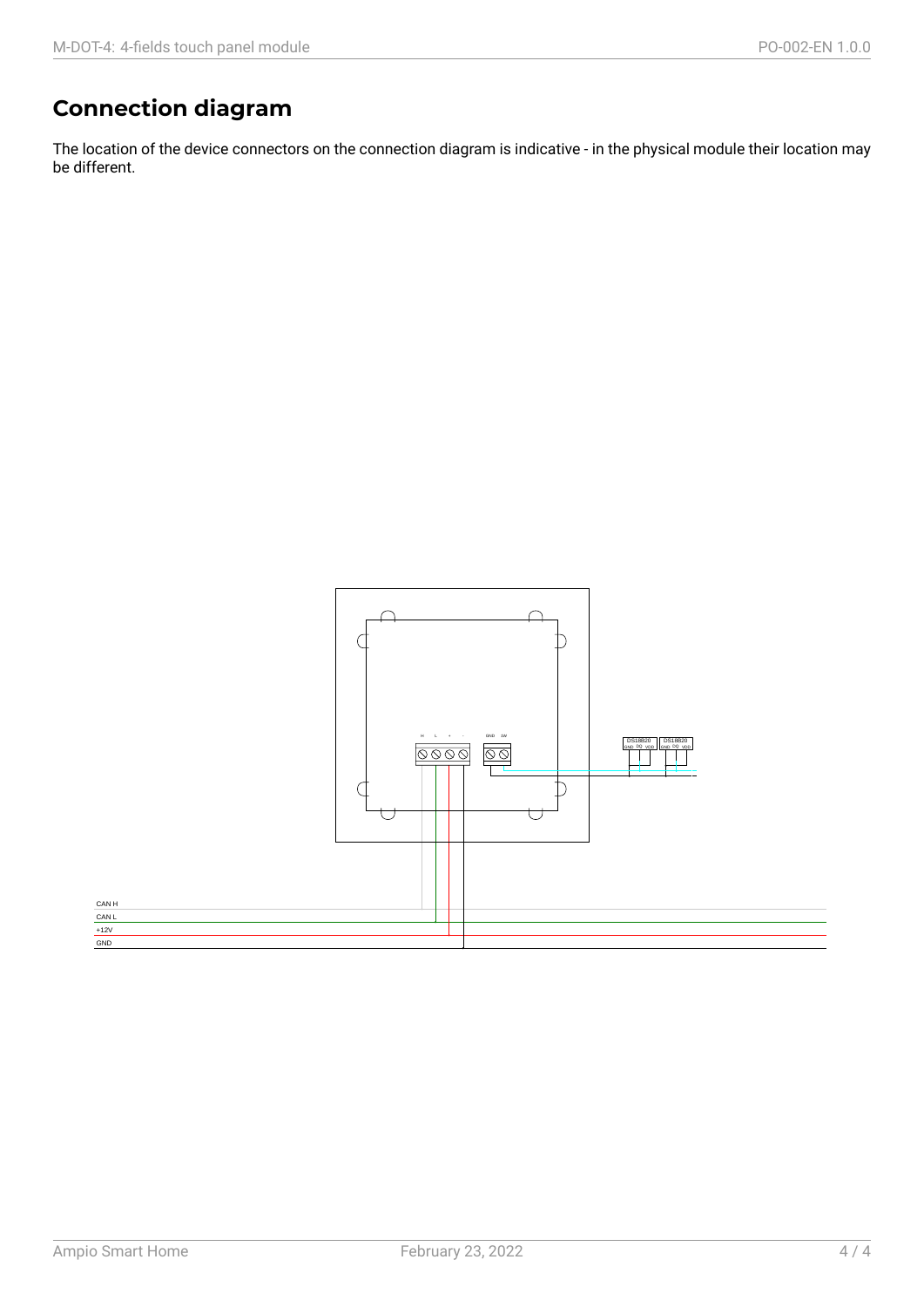## Connection diagram

The location of the device connectors on the connection diagram is indicative - in the physical module their location may be different.

H L + − GND 1W

DS18B20 GND DQ VDD

DS18B20 GND DQ VDD

CAN H
CAN L
+12V
GND